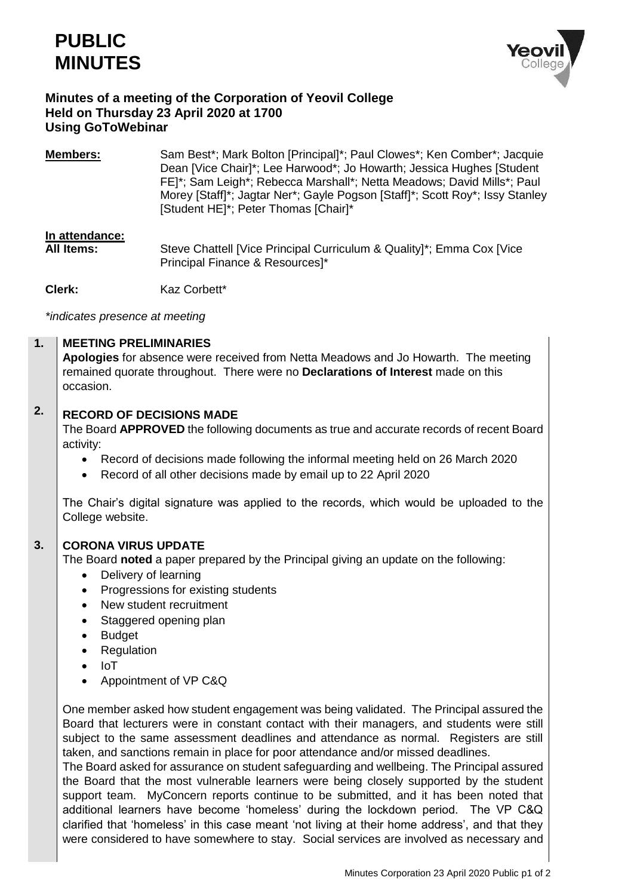# PUBLIC MINUTES

**Minutes of a meeting of the Corporation of Yeovil College**
**Held on Thursday 23 April 2020 at 1700**
**Using GoToWebinar**

**Members:** Sam Best*; Mark Bolton [Principal]*; Paul Clowes*; Ken Comber*; Jacquie Dean [Vice Chair]*; Lee Harwood*; Jo Howarth; Jessica Hughes [Student FE]*; Sam Leigh*; Rebecca Marshall*; Netta Meadows; David Mills*; Paul Morey [Staff]*; Jagtar Ner*; Gayle Pogson [Staff]*; Scott Roy*; Issy Stanley [Student HE]*; Peter Thomas [Chair]*

**In attendance:**
**All Items:** Steve Chattell [Vice Principal Curriculum & Quality]*; Emma Cox [Vice Principal Finance & Resources]*

**Clerk:** Kaz Corbett*

*\*indicates presence at meeting*

## 1. MEETING PRELIMINARIES

**Apologies** for absence were received from Netta Meadows and Jo Howarth. The meeting remained quorate throughout. There were no **Declarations of Interest** made on this occasion.

## 2. RECORD OF DECISIONS MADE

The Board **APPROVED** the following documents as true and accurate records of recent Board activity:

- Record of decisions made following the informal meeting held on 26 March 2020
- Record of all other decisions made by email up to 22 April 2020

The Chair's digital signature was applied to the records, which would be uploaded to the College website.

## 3. CORONA VIRUS UPDATE

The Board **noted** a paper prepared by the Principal giving an update on the following:

- Delivery of learning
- Progressions for existing students
- New student recruitment
- Staggered opening plan
- Budget
- Regulation
- IoT
- Appointment of VP C&Q

One member asked how student engagement was being validated. The Principal assured the Board that lecturers were in constant contact with their managers, and students were still subject to the same assessment deadlines and attendance as normal. Registers are still taken, and sanctions remain in place for poor attendance and/or missed deadlines.

The Board asked for assurance on student safeguarding and wellbeing. The Principal assured the Board that the most vulnerable learners were being closely supported by the student support team. MyConcern reports continue to be submitted, and it has been noted that additional learners have become 'homeless' during the lockdown period. The VP C&Q clarified that 'homeless' in this case meant 'not living at their home address', and that they were considered to have somewhere to stay. Social services are involved as necessary and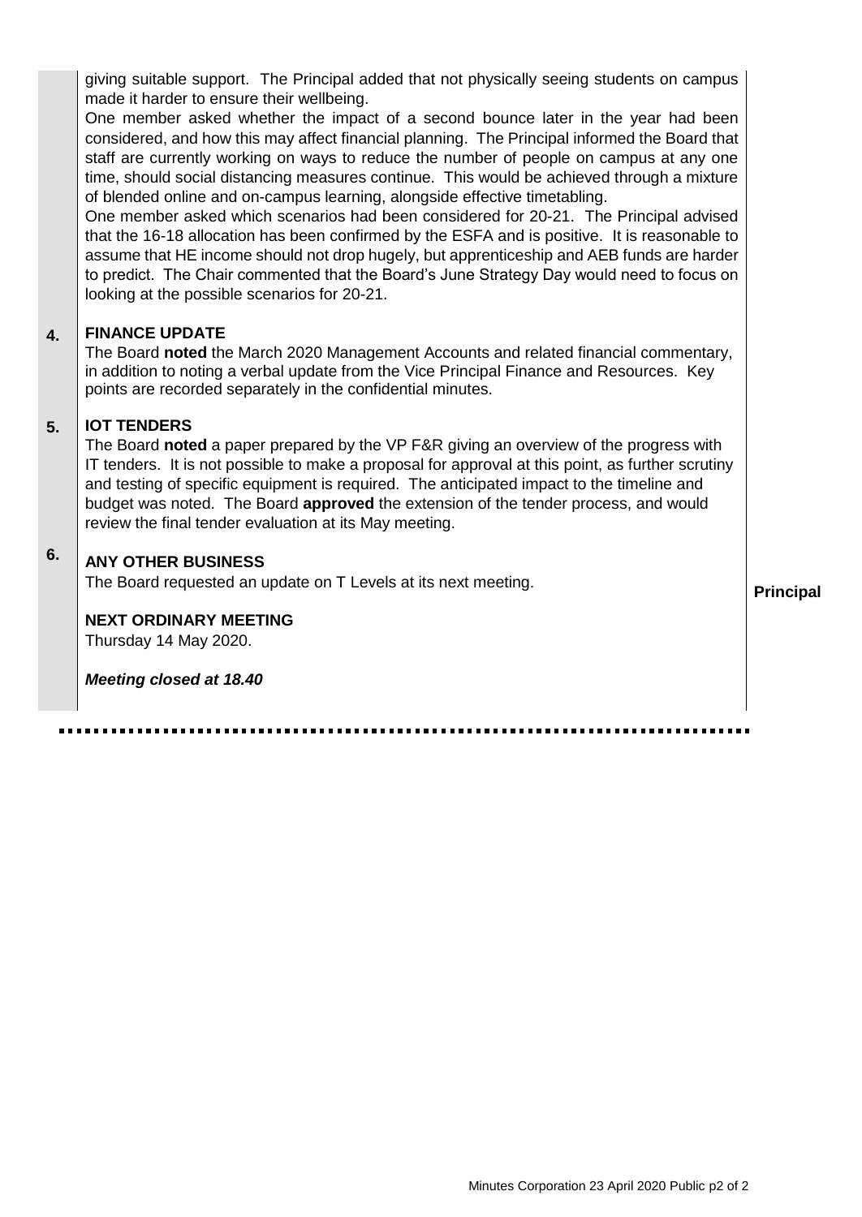giving suitable support. The Principal added that not physically seeing students on campus made it harder to ensure their wellbeing.

One member asked whether the impact of a second bounce later in the year had been considered, and how this may affect financial planning. The Principal informed the Board that staff are currently working on ways to reduce the number of people on campus at any one time, should social distancing measures continue. This would be achieved through a mixture of blended online and on-campus learning, alongside effective timetabling.

One member asked which scenarios had been considered for 20-21. The Principal advised that the 16-18 allocation has been confirmed by the ESFA and is positive. It is reasonable to assume that HE income should not drop hugely, but apprenticeship and AEB funds are harder to predict. The Chair commented that the Board's June Strategy Day would need to focus on looking at the possible scenarios for 20-21.

**4. FINANCE UPDATE**

The Board **noted** the March 2020 Management Accounts and related financial commentary, in addition to noting a verbal update from the Vice Principal Finance and Resources. Key points are recorded separately in the confidential minutes.

**5. IOT TENDERS**

The Board **noted** a paper prepared by the VP F&R giving an overview of the progress with IT tenders. It is not possible to make a proposal for approval at this point, as further scrutiny and testing of specific equipment is required. The anticipated impact to the timeline and budget was noted. The Board **approved** the extension of the tender process, and would review the final tender evaluation at its May meeting.

**6. ANY OTHER BUSINESS**

The Board requested an update on T Levels at its next meeting. — **Principal**

**NEXT ORDINARY MEETING**

Thursday 14 May 2020.

***Meeting closed at 18.40***